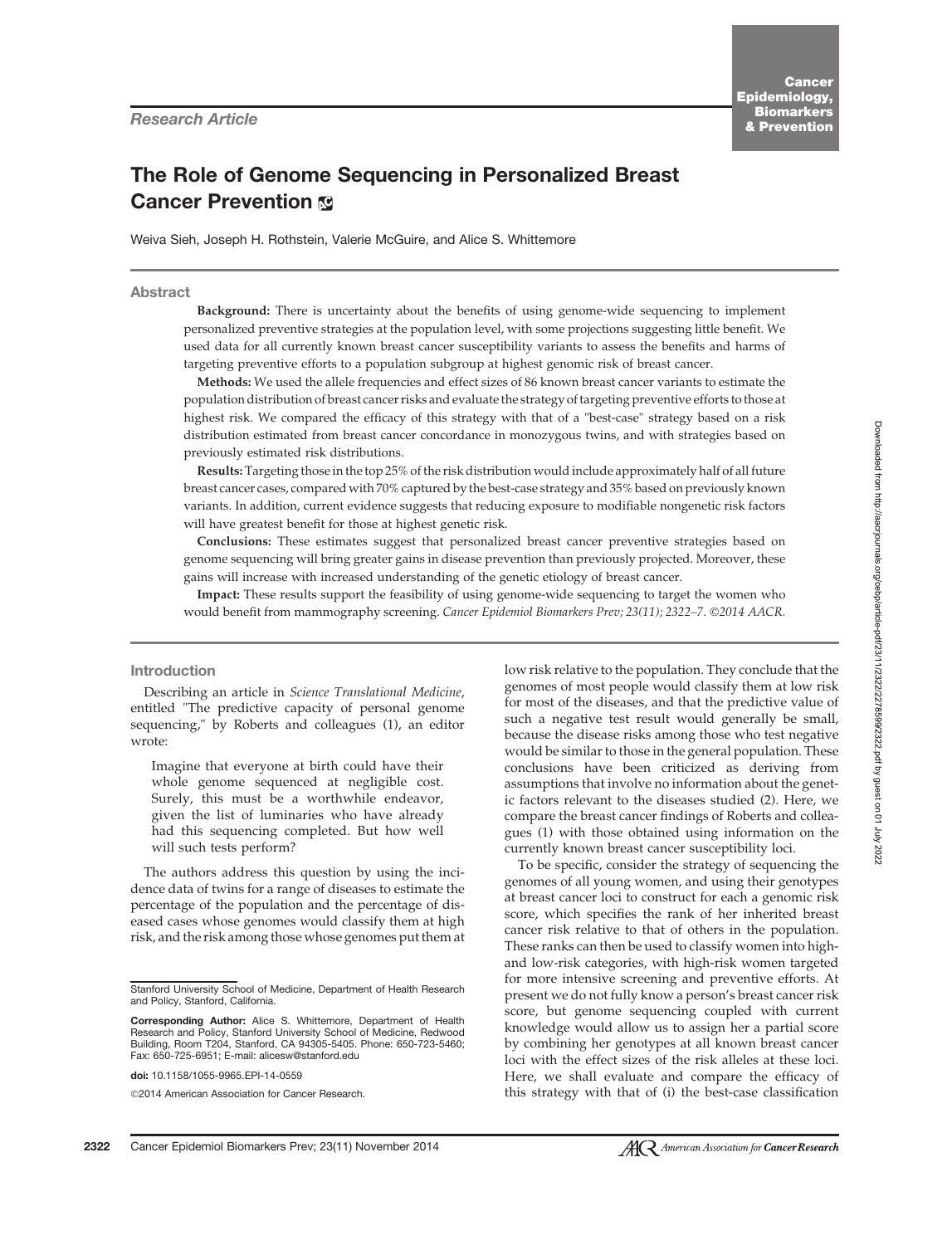Research Article

# The Role of Genome Sequencing in Personalized Breast Cancer Prevention

Weiva Sieh, Joseph H. Rothstein, Valerie McGuire, and Alice S. Whittemore

## Abstract

**Background:** There is uncertainty about the benefits of using genome-wide sequencing to implement personalized preventive strategies at the population level, with some projections suggesting little benefit. We used data for all currently known breast cancer susceptibility variants to assess the benefits and harms of targeting preventive efforts to a population subgroup at highest genomic risk of breast cancer.

**Methods:** We used the allele frequencies and effect sizes of 86 known breast cancer variants to estimate the population distribution of breast cancer risks and evaluate the strategy of targeting preventive efforts to those at highest risk. We compared the efficacy of this strategy with that of a "best-case" strategy based on a risk distribution estimated from breast cancer concordance in monozygous twins, and with strategies based on previously estimated risk distributions.

**Results:** Targeting those in the top 25% of the risk distribution would include approximately half of all future breast cancer cases, compared with 70% captured by the best-case strategy and 35% based on previously known variants. In addition, current evidence suggests that reducing exposure to modifiable nongenetic risk factors will have greatest benefit for those at highest genetic risk.

**Conclusions:** These estimates suggest that personalized breast cancer preventive strategies based on genome sequencing will bring greater gains in disease prevention than previously projected. Moreover, these gains will increase with increased understanding of the genetic etiology of breast cancer.

**Impact:** These results support the feasibility of using genome-wide sequencing to target the women who would benefit from mammography screening. *Cancer Epidemiol Biomarkers Prev; 23(11); 2322–7. ©2014 AACR.*

## Introduction

Describing an article in *Science Translational Medicine*, entitled "The predictive capacity of personal genome sequencing," by Roberts and colleagues (1), an editor wrote:

> Imagine that everyone at birth could have their whole genome sequenced at negligible cost. Surely, this must be a worthwhile endeavor, given the list of luminaries who have already had this sequencing completed. But how well will such tests perform?

The authors address this question by using the incidence data of twins for a range of diseases to estimate the percentage of the population and the percentage of diseased cases whose genomes would classify them at high risk, and the risk among those whose genomes put them at low risk relative to the population. They conclude that the genomes of most people would classify them at low risk for most of the diseases, and that the predictive value of such a negative test result would generally be small, because the disease risks among those who test negative would be similar to those in the general population. These conclusions have been criticized as deriving from assumptions that involve no information about the genetic factors relevant to the diseases studied (2). Here, we compare the breast cancer findings of Roberts and colleagues (1) with those obtained using information on the currently known breast cancer susceptibility loci.

To be specific, consider the strategy of sequencing the genomes of all young women, and using their genotypes at breast cancer loci to construct for each a genomic risk score, which specifies the rank of her inherited breast cancer risk relative to that of others in the population. These ranks can then be used to classify women into high- and low-risk categories, with high-risk women targeted for more intensive screening and preventive efforts. At present we do not fully know a person's breast cancer risk score, but genome sequencing coupled with current knowledge would allow us to assign her a partial score by combining her genotypes at all known breast cancer loci with the effect sizes of the risk alleles at these loci. Here, we shall evaluate and compare the efficacy of this strategy with that of (i) the best-case classification

Stanford University School of Medicine, Department of Health Research and Policy, Stanford, California.

**Corresponding Author:** Alice S. Whittemore, Department of Health Research and Policy, Stanford University School of Medicine, Redwood Building, Room T204, Stanford, CA 94305-5405. Phone: 650-723-5460; Fax: 650-725-6951; E-mail: alicesw@stanford.edu

**doi:** 10.1158/1055-9965.EPI-14-0559

©2014 American Association for Cancer Research.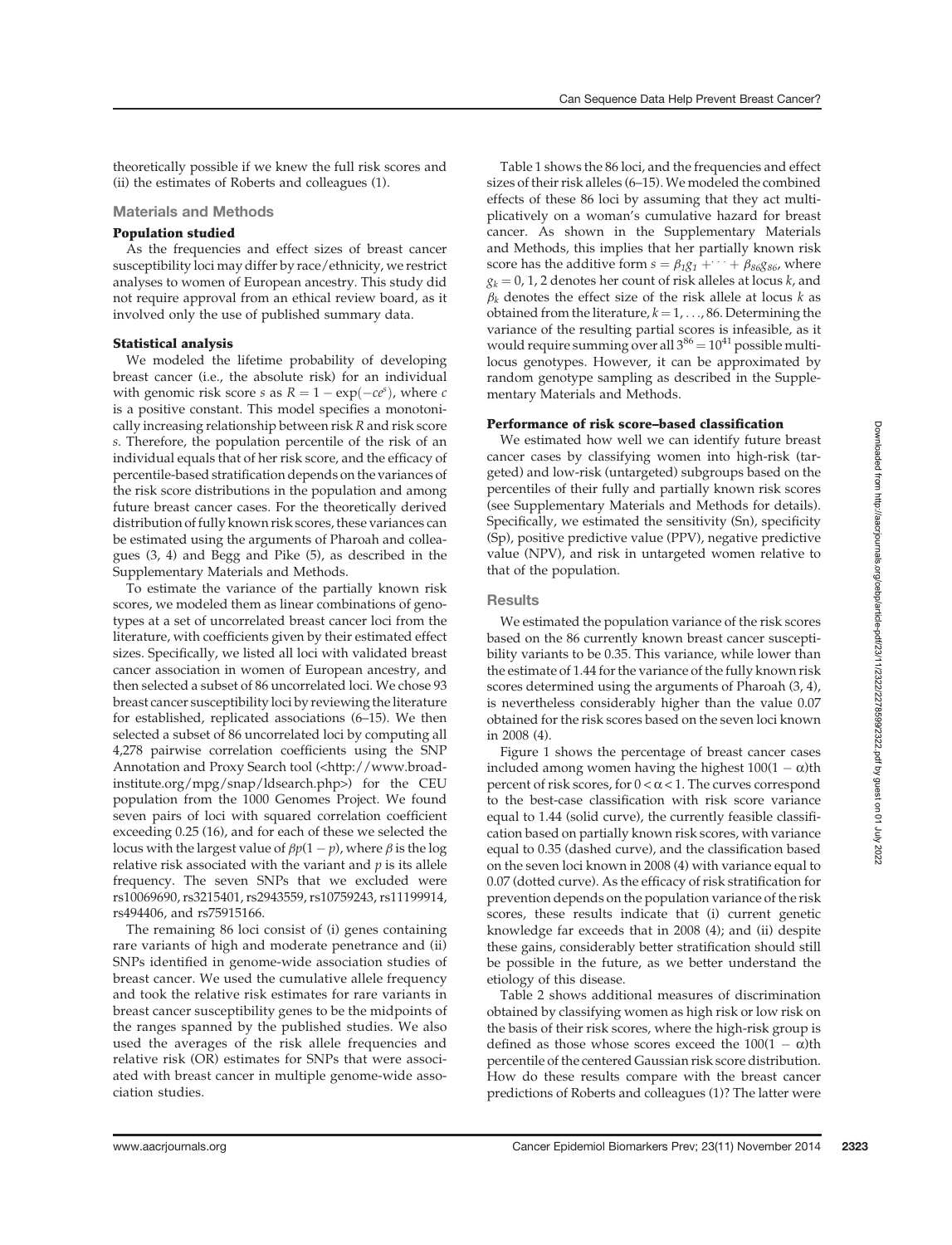theoretically possible if we knew the full risk scores and (ii) the estimates of Roberts and colleagues (1).

## Materials and Methods

### Population studied

As the frequencies and effect sizes of breast cancer susceptibility loci may differ by race/ethnicity, we restrict analyses to women of European ancestry. This study did not require approval from an ethical review board, as it involved only the use of published summary data.

### Statistical analysis

We modeled the lifetime probability of developing breast cancer (i.e., the absolute risk) for an individual with genomic risk score $s$ as $R = 1 - \exp(-ce^{s})$, where $c$ is a positive constant. This model specifies a monotonically increasing relationship between risk $R$ and risk score $s$. Therefore, the population percentile of the risk of an individual equals that of her risk score, and the efficacy of percentile-based stratification depends on the variances of the risk score distributions in the population and among future breast cancer cases. For the theoretically derived distribution of fully known risk scores, these variances can be estimated using the arguments of Pharoah and colleagues (3, 4) and Begg and Pike (5), as described in the Supplementary Materials and Methods.

To estimate the variance of the partially known risk scores, we modeled them as linear combinations of genotypes at a set of uncorrelated breast cancer loci from the literature, with coefficients given by their estimated effect sizes. Specifically, we listed all loci with validated breast cancer association in women of European ancestry, and then selected a subset of 86 uncorrelated loci. We chose 93 breast cancer susceptibility loci by reviewing the literature for established, replicated associations (6–15). We then selected a subset of 86 uncorrelated loci by computing all 4,278 pairwise correlation coefficients using the SNP Annotation and Proxy Search tool (<http://www.broadinstitute.org/mpg/snap/ldsearch.php>) for the CEU population from the 1000 Genomes Project. We found seven pairs of loci with squared correlation coefficient exceeding 0.25 (16), and for each of these we selected the locus with the largest value of $\beta p(1 - p)$, where $\beta$ is the log relative risk associated with the variant and $p$ is its allele frequency. The seven SNPs that we excluded were rs10069690, rs3215401, rs2943559, rs10759243, rs11199914, rs494406, and rs75915166.

The remaining 86 loci consist of (i) genes containing rare variants of high and moderate penetrance and (ii) SNPs identified in genome-wide association studies of breast cancer. We used the cumulative allele frequency and took the relative risk estimates for rare variants in breast cancer susceptibility genes to be the midpoints of the ranges spanned by the published studies. We also used the averages of the risk allele frequencies and relative risk (OR) estimates for SNPs that were associated with breast cancer in multiple genome-wide association studies.

Table 1 shows the 86 loci, and the frequencies and effect sizes of their risk alleles (6–15). We modeled the combined effects of these 86 loci by assuming that they act multiplicatively on a woman's cumulative hazard for breast cancer. As shown in the Supplementary Materials and Methods, this implies that her partially known risk score has the additive form $s = \beta_1 g_1 + \cdots + \beta_{86} g_{86}$, where $g_k = 0, 1, 2$ denotes her count of risk alleles at locus $k$, and $\beta_k$ denotes the effect size of the risk allele at locus $k$ as obtained from the literature, $k = 1, \ldots, 86$. Determining the variance of the resulting partial scores is infeasible, as it would require summing over all $3^{86} = 10^{41}$ possible multilocus genotypes. However, it can be approximated by random genotype sampling as described in the Supplementary Materials and Methods.

### Performance of risk score–based classification

We estimated how well we can identify future breast cancer cases by classifying women into high-risk (targeted) and low-risk (untargeted) subgroups based on the percentiles of their fully and partially known risk scores (see Supplementary Materials and Methods for details). Specifically, we estimated the sensitivity (Sn), specificity (Sp), positive predictive value (PPV), negative predictive value (NPV), and risk in untargeted women relative to that of the population.

## Results

We estimated the population variance of the risk scores based on the 86 currently known breast cancer susceptibility variants to be 0.35. This variance, while lower than the estimate of 1.44 for the variance of the fully known risk scores determined using the arguments of Pharoah (3, 4), is nevertheless considerably higher than the value 0.07 obtained for the risk scores based on the seven loci known in 2008 (4).

Figure 1 shows the percentage of breast cancer cases included among women having the highest $100(1 - \alpha)$th percent of risk scores, for $0 < \alpha < 1$. The curves correspond to the best-case classification with risk score variance equal to 1.44 (solid curve), the currently feasible classification based on partially known risk scores, with variance equal to 0.35 (dashed curve), and the classification based on the seven loci known in 2008 (4) with variance equal to 0.07 (dotted curve). As the efficacy of risk stratification for prevention depends on the population variance of the risk scores, these results indicate that (i) current genetic knowledge far exceeds that in 2008 (4); and (ii) despite these gains, considerably better stratification should still be possible in the future, as we better understand the etiology of this disease.

Table 2 shows additional measures of discrimination obtained by classifying women as high risk or low risk on the basis of their risk scores, where the high-risk group is defined as those whose scores exceed the $100(1 - \alpha)$th percentile of the centered Gaussian risk score distribution. How do these results compare with the breast cancer predictions of Roberts and colleagues (1)? The latter were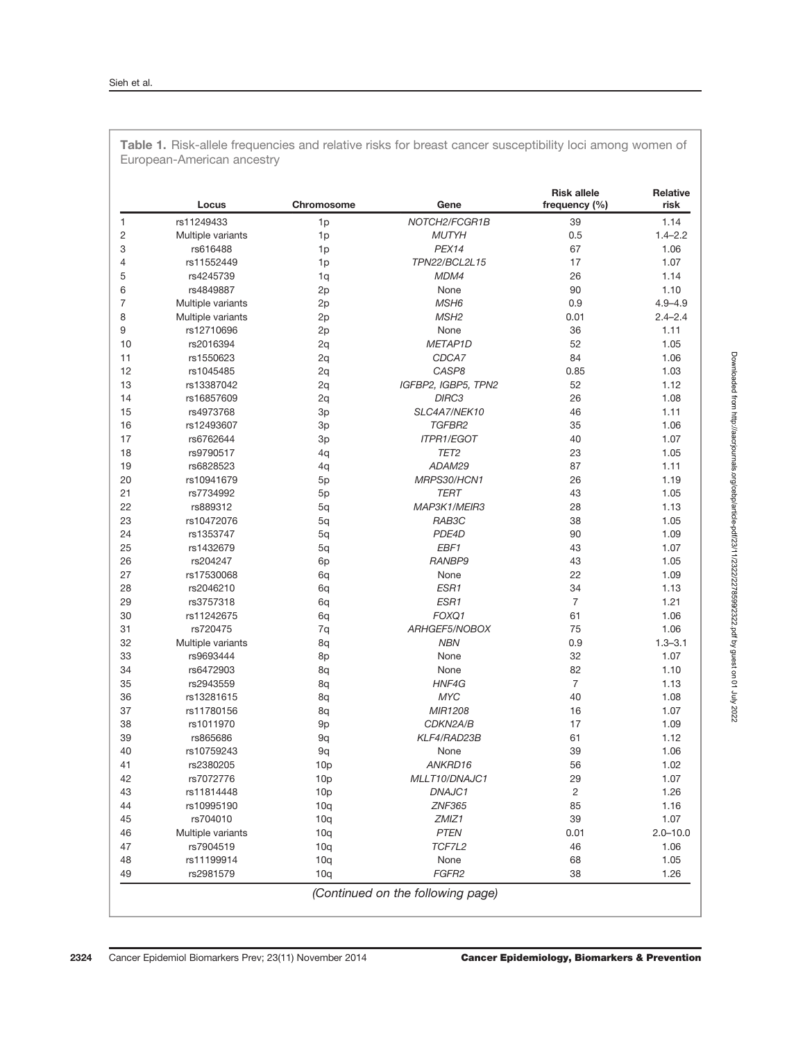**Table 1.** Risk-allele frequencies and relative risks for breast cancer susceptibility loci among women of European-American ancestry

| | Locus | Chromosome | Gene | Risk allele frequency (%) | Relative risk |
|---|---|---|---|---|---|
| 1 | rs11249433 | 1p | *NOTCH2/FCGR1B* | 39 | 1.14 |
| 2 | Multiple variants | 1p | *MUTYH* | 0.5 | 1.4–2.2 |
| 3 | rs616488 | 1p | *PEX14* | 67 | 1.06 |
| 4 | rs11552449 | 1p | *TPN22/BCL2L15* | 17 | 1.07 |
| 5 | rs4245739 | 1q | *MDM4* | 26 | 1.14 |
| 6 | rs4849887 | 2p | None | 90 | 1.10 |
| 7 | Multiple variants | 2p | *MSH6* | 0.9 | 4.9–4.9 |
| 8 | Multiple variants | 2p | *MSH2* | 0.01 | 2.4–2.4 |
| 9 | rs12710696 | 2p | None | 36 | 1.11 |
| 10 | rs2016394 | 2q | *METAP1D* | 52 | 1.05 |
| 11 | rs1550623 | 2q | *CDCA7* | 84 | 1.06 |
| 12 | rs1045485 | 2q | *CASP8* | 0.85 | 1.03 |
| 13 | rs13387042 | 2q | *IGFBP2, IGBP5, TPN2* | 52 | 1.12 |
| 14 | rs16857609 | 2q | *DIRC3* | 26 | 1.08 |
| 15 | rs4973768 | 3p | *SLC4A7/NEK10* | 46 | 1.11 |
| 16 | rs12493607 | 3p | *TGFBR2* | 35 | 1.06 |
| 17 | rs6762644 | 3p | *ITPR1/EGOT* | 40 | 1.07 |
| 18 | rs9790517 | 4q | *TET2* | 23 | 1.05 |
| 19 | rs6828523 | 4q | *ADAM29* | 87 | 1.11 |
| 20 | rs10941679 | 5p | *MRPS30/HCN1* | 26 | 1.19 |
| 21 | rs7734992 | 5p | *TERT* | 43 | 1.05 |
| 22 | rs889312 | 5q | *MAP3K1/MEIR3* | 28 | 1.13 |
| 23 | rs10472076 | 5q | *RAB3C* | 38 | 1.05 |
| 24 | rs1353747 | 5q | *PDE4D* | 90 | 1.09 |
| 25 | rs1432679 | 5q | *EBF1* | 43 | 1.07 |
| 26 | rs204247 | 6p | *RANBP9* | 43 | 1.05 |
| 27 | rs17530068 | 6q | None | 22 | 1.09 |
| 28 | rs2046210 | 6q | *ESR1* | 34 | 1.13 |
| 29 | rs3757318 | 6q | *ESR1* | 7 | 1.21 |
| 30 | rs11242675 | 6q | *FOXQ1* | 61 | 1.06 |
| 31 | rs720475 | 7q | *ARHGEF5/NOBOX* | 75 | 1.06 |
| 32 | Multiple variants | 8q | *NBN* | 0.9 | 1.3–3.1 |
| 33 | rs9693444 | 8p | None | 32 | 1.07 |
| 34 | rs6472903 | 8q | None | 82 | 1.10 |
| 35 | rs2943559 | 8q | *HNF4G* | 7 | 1.13 |
| 36 | rs13281615 | 8q | *MYC* | 40 | 1.08 |
| 37 | rs11780156 | 8q | *MIR1208* | 16 | 1.07 |
| 38 | rs1011970 | 9p | *CDKN2A/B* | 17 | 1.09 |
| 39 | rs865686 | 9q | *KLF4/RAD23B* | 61 | 1.12 |
| 40 | rs10759243 | 9q | None | 39 | 1.06 |
| 41 | rs2380205 | 10p | *ANKRD16* | 56 | 1.02 |
| 42 | rs7072776 | 10p | *MLLT10/DNAJC1* | 29 | 1.07 |
| 43 | rs11814448 | 10p | *DNAJC1* | 2 | 1.26 |
| 44 | rs10995190 | 10q | *ZNF365* | 85 | 1.16 |
| 45 | rs704010 | 10q | *ZMIZ1* | 39 | 1.07 |
| 46 | Multiple variants | 10q | *PTEN* | 0.01 | 2.0–10.0 |
| 47 | rs7904519 | 10q | *TCF7L2* | 46 | 1.06 |
| 48 | rs11199914 | 10q | None | 68 | 1.05 |
| 49 | rs2981579 | 10q | *FGFR2* | 38 | 1.26 |

*(Continued on the following page)*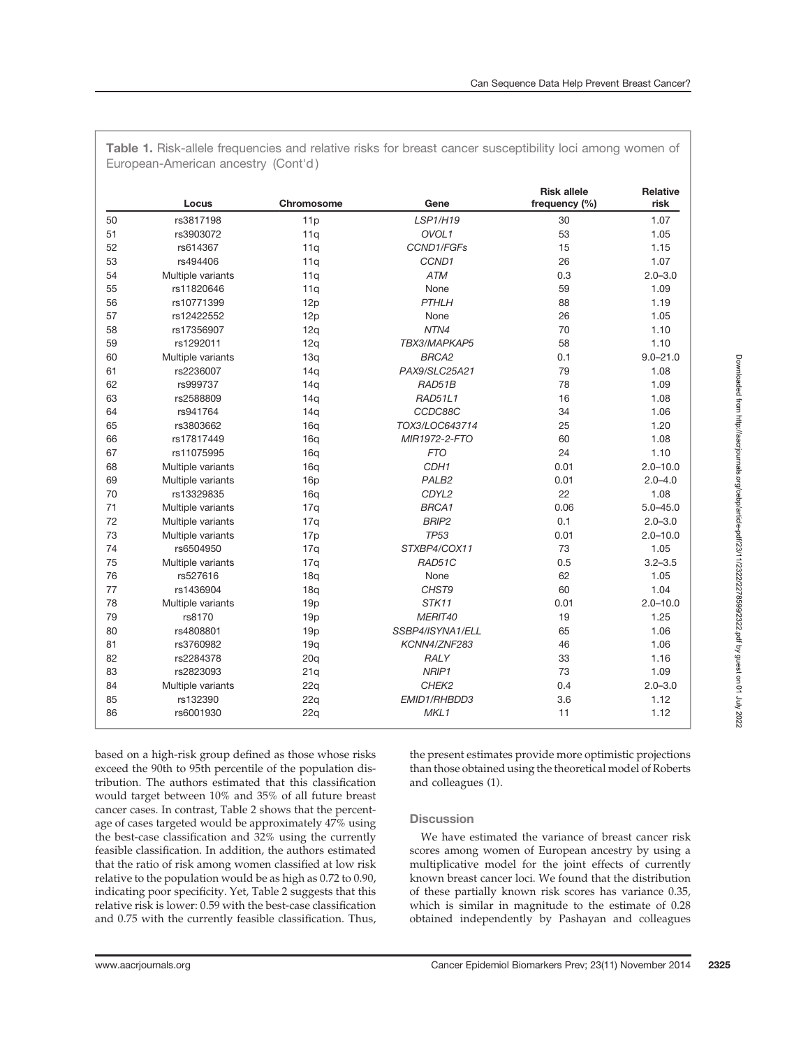**Table 1.** Risk-allele frequencies and relative risks for breast cancer susceptibility loci among women of European-American ancestry (Cont'd)

| | Locus | Chromosome | Gene | Risk allele frequency (%) | Relative risk |
|---|---|---|---|---|---|
| 50 | rs3817198 | 11p | *LSP1/H19* | 30 | 1.07 |
| 51 | rs3903072 | 11q | *OVOL1* | 53 | 1.05 |
| 52 | rs614367 | 11q | *CCND1/FGFs* | 15 | 1.15 |
| 53 | rs494406 | 11q | *CCND1* | 26 | 1.07 |
| 54 | Multiple variants | 11q | *ATM* | 0.3 | 2.0–3.0 |
| 55 | rs11820646 | 11q | None | 59 | 1.09 |
| 56 | rs10771399 | 12p | *PTHLH* | 88 | 1.19 |
| 57 | rs12422552 | 12p | None | 26 | 1.05 |
| 58 | rs17356907 | 12q | *NTN4* | 70 | 1.10 |
| 59 | rs1292011 | 12q | *TBX3/MAPKAP5* | 58 | 1.10 |
| 60 | Multiple variants | 13q | *BRCA2* | 0.1 | 9.0–21.0 |
| 61 | rs2236007 | 14q | *PAX9/SLC25A21* | 79 | 1.08 |
| 62 | rs999737 | 14q | *RAD51B* | 78 | 1.09 |
| 63 | rs2588809 | 14q | *RAD51L1* | 16 | 1.08 |
| 64 | rs941764 | 14q | *CCDC88C* | 34 | 1.06 |
| 65 | rs3803662 | 16q | *TOX3/LOC643714* | 25 | 1.20 |
| 66 | rs17817449 | 16q | *MIR1972-2-FTO* | 60 | 1.08 |
| 67 | rs11075995 | 16q | *FTO* | 24 | 1.10 |
| 68 | Multiple variants | 16q | *CDH1* | 0.01 | 2.0–10.0 |
| 69 | Multiple variants | 16p | *PALB2* | 0.01 | 2.0–4.0 |
| 70 | rs13329835 | 16q | *CDYL2* | 22 | 1.08 |
| 71 | Multiple variants | 17q | *BRCA1* | 0.06 | 5.0–45.0 |
| 72 | Multiple variants | 17q | *BRIP2* | 0.1 | 2.0–3.0 |
| 73 | Multiple variants | 17p | *TP53* | 0.01 | 2.0–10.0 |
| 74 | rs6504950 | 17q | *STXBP4/COX11* | 73 | 1.05 |
| 75 | Multiple variants | 17q | *RAD51C* | 0.5 | 3.2–3.5 |
| 76 | rs527616 | 18q | None | 62 | 1.05 |
| 77 | rs1436904 | 18q | *CHST9* | 60 | 1.04 |
| 78 | Multiple variants | 19p | *STK11* | 0.01 | 2.0–10.0 |
| 79 | rs8170 | 19p | *MERIT40* | 19 | 1.25 |
| 80 | rs4808801 | 19p | *SSBP4/ISYNA1/ELL* | 65 | 1.06 |
| 81 | rs3760982 | 19q | *KCNN4/ZNF283* | 46 | 1.06 |
| 82 | rs2284378 | 20q | *RALY* | 33 | 1.16 |
| 83 | rs2823093 | 21q | *NRIP1* | 73 | 1.09 |
| 84 | Multiple variants | 22q | *CHEK2* | 0.4 | 2.0–3.0 |
| 85 | rs132390 | 22q | *EMID1/RHBDD3* | 3.6 | 1.12 |
| 86 | rs6001930 | 22q | *MKL1* | 11 | 1.12 |

based on a high-risk group defined as those whose risks exceed the 90th to 95th percentile of the population distribution. The authors estimated that this classification would target between 10% and 35% of all future breast cancer cases. In contrast, Table 2 shows that the percentage of cases targeted would be approximately 47% using the best-case classification and 32% using the currently feasible classification. In addition, the authors estimated that the ratio of risk among women classified at low risk relative to the population would be as high as 0.72 to 0.90, indicating poor specificity. Yet, Table 2 suggests that this relative risk is lower: 0.59 with the best-case classification and 0.75 with the currently feasible classification. Thus, the present estimates provide more optimistic projections than those obtained using the theoretical model of Roberts and colleagues (1).

## Discussion

We have estimated the variance of breast cancer risk scores among women of European ancestry by using a multiplicative model for the joint effects of currently known breast cancer loci. We found that the distribution of these partially known risk scores has variance 0.35, which is similar in magnitude to the estimate of 0.28 obtained independently by Pashayan and colleagues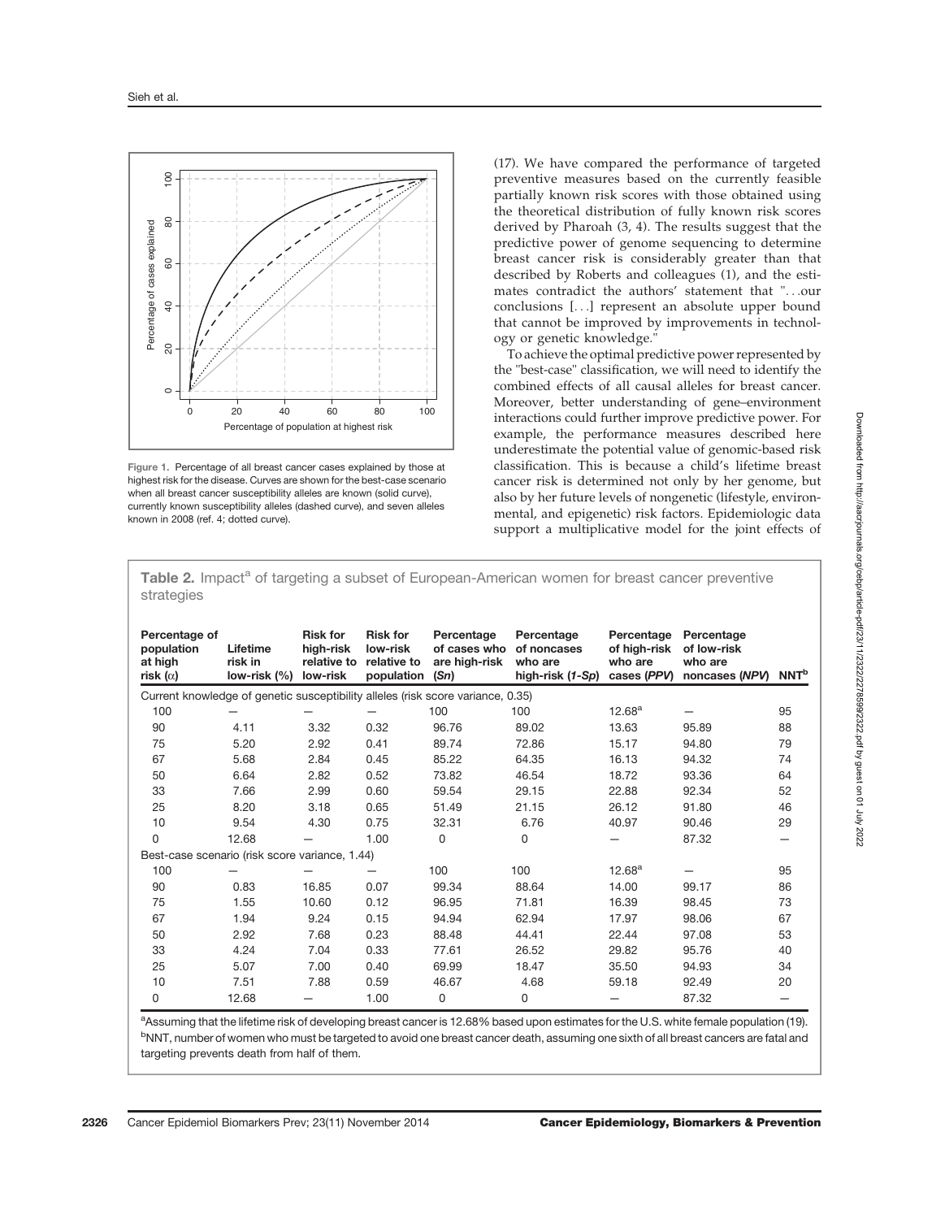Figure 1. Percentage of all breast cancer cases explained by those at highest risk for the disease. Curves are shown for the best-case scenario when all breast cancer susceptibility alleles are known (solid curve), currently known susceptibility alleles (dashed curve), and seven alleles known in 2008 (ref. 4; dotted curve).

(17). We have compared the performance of targeted preventive measures based on the currently feasible partially known risk scores with those obtained using the theoretical distribution of fully known risk scores derived by Pharoah (3, 4). The results suggest that the predictive power of genome sequencing to determine breast cancer risk is considerably greater than that described by Roberts and colleagues (1), and the estimates contradict the authors' statement that "...our conclusions [...] represent an absolute upper bound that cannot be improved by improvements in technology or genetic knowledge."

To achieve the optimal predictive power represented by the "best-case" classification, we will need to identify the combined effects of all causal alleles for breast cancer. Moreover, better understanding of gene–environment interactions could further improve predictive power. For example, the performance measures described here underestimate the potential value of genomic-based risk classification. This is because a child's lifetime breast cancer risk is determined not only by her genome, but also by her future levels of nongenetic (lifestyle, environmental, and epigenetic) risk factors. Epidemiologic data support a multiplicative model for the joint effects of

**Table 2.** Impact[a] of targeting a subset of European-American women for breast cancer preventive strategies

| Percentage of population at high risk ($\alpha$) | Lifetime risk in low-risk (%) | Risk for high-risk relative to low-risk | Risk for low-risk relative to population | Percentage of cases who are high-risk (*Sn*) | Percentage of noncases who are high-risk (*1-Sp*) | Percentage of high-risk who are cases (*PPV*) | Percentage of low-risk who are noncases (*NPV*) | NNT[b] |
|---|---|---|---|---|---|---|---|---|
| Current knowledge of genetic susceptibility alleles (risk score variance, 0.35) | | | | | | | | |
| 100 | — | — | — | 100 | 100 | 12.68[a] | — | 95 |
| 90 | 4.11 | 3.32 | 0.32 | 96.76 | 89.02 | 13.63 | 95.89 | 88 |
| 75 | 5.20 | 2.92 | 0.41 | 89.74 | 72.86 | 15.17 | 94.80 | 79 |
| 67 | 5.68 | 2.84 | 0.45 | 85.22 | 64.35 | 16.13 | 94.32 | 74 |
| 50 | 6.64 | 2.82 | 0.52 | 73.82 | 46.54 | 18.72 | 93.36 | 64 |
| 33 | 7.66 | 2.99 | 0.60 | 59.54 | 29.15 | 22.88 | 92.34 | 52 |
| 25 | 8.20 | 3.18 | 0.65 | 51.49 | 21.15 | 26.12 | 91.80 | 46 |
| 10 | 9.54 | 4.30 | 0.75 | 32.31 | 6.76 | 40.97 | 90.46 | 29 |
| 0 | 12.68 | — | 1.00 | 0 | 0 | — | 87.32 | — |
| Best-case scenario (risk score variance, 1.44) | | | | | | | | |
| 100 | — | — | — | 100 | 100 | 12.68[a] | — | 95 |
| 90 | 0.83 | 16.85 | 0.07 | 99.34 | 88.64 | 14.00 | 99.17 | 86 |
| 75 | 1.55 | 10.60 | 0.12 | 96.95 | 71.81 | 16.39 | 98.45 | 73 |
| 67 | 1.94 | 9.24 | 0.15 | 94.94 | 62.94 | 17.97 | 98.06 | 67 |
| 50 | 2.92 | 7.68 | 0.23 | 88.48 | 44.41 | 22.44 | 97.08 | 53 |
| 33 | 4.24 | 7.04 | 0.33 | 77.61 | 26.52 | 29.82 | 95.76 | 40 |
| 25 | 5.07 | 7.00 | 0.40 | 69.99 | 18.47 | 35.50 | 94.93 | 34 |
| 10 | 7.51 | 7.88 | 0.59 | 46.67 | 4.68 | 59.18 | 92.49 | 20 |
| 0 | 12.68 | — | 1.00 | 0 | 0 | — | 87.32 | — |

[a]Assuming that the lifetime risk of developing breast cancer is 12.68% based upon estimates for the U.S. white female population (19).
[b]NNT, number of women who must be targeted to avoid one breast cancer death, assuming one sixth of all breast cancers are fatal and targeting prevents death from half of them.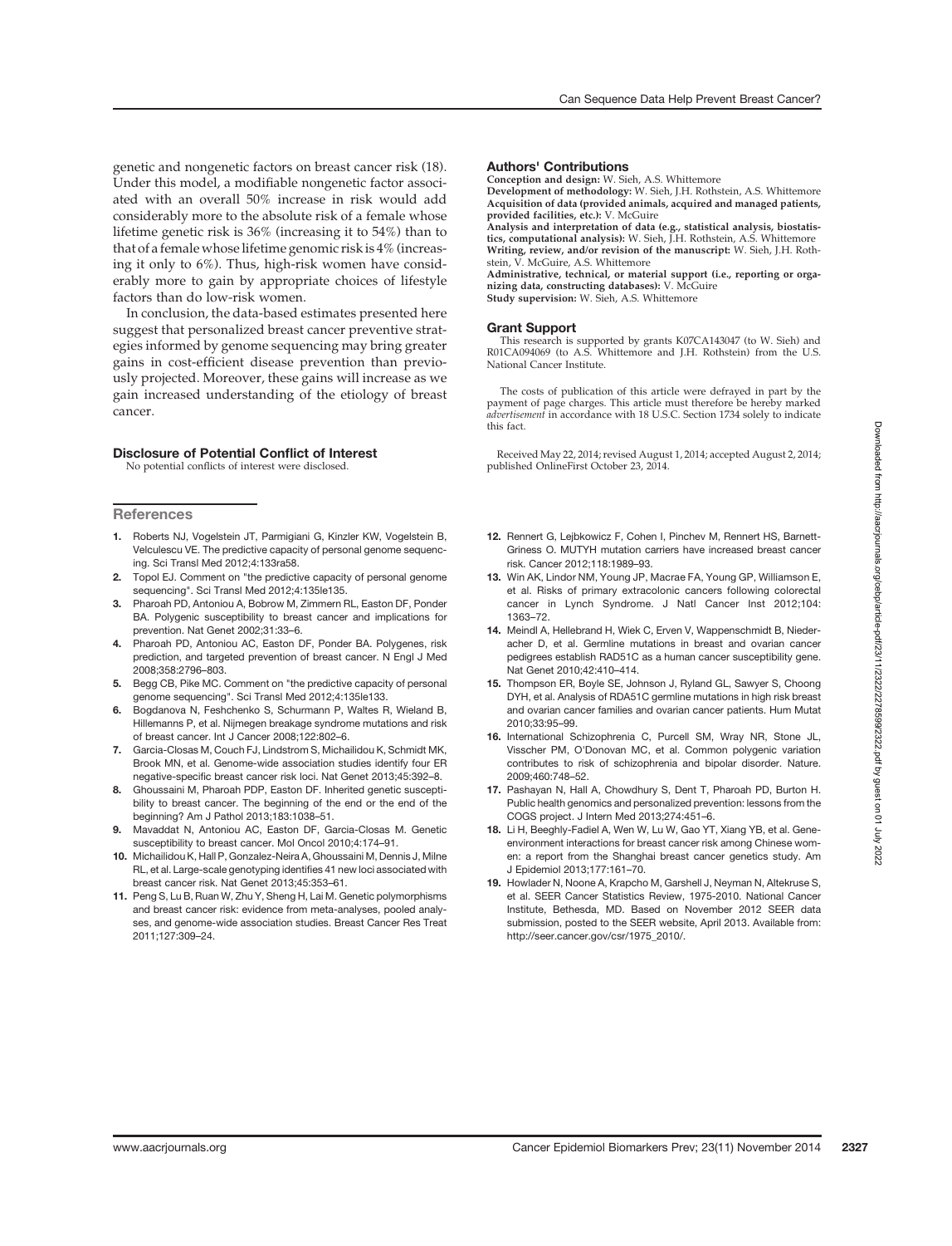genetic and nongenetic factors on breast cancer risk (18). Under this model, a modifiable nongenetic factor associated with an overall 50% increase in risk would add considerably more to the absolute risk of a female whose lifetime genetic risk is 36% (increasing it to 54%) than to that of a female whose lifetime genomic risk is 4% (increasing it only to 6%). Thus, high-risk women have considerably more to gain by appropriate choices of lifestyle factors than do low-risk women.

In conclusion, the data-based estimates presented here suggest that personalized breast cancer preventive strategies informed by genome sequencing may bring greater gains in cost-efficient disease prevention than previously projected. Moreover, these gains will increase as we gain increased understanding of the etiology of breast cancer.

## Disclosure of Potential Conflict of Interest

No potential conflicts of interest were disclosed.

## Authors' Contributions

**Conception and design:** W. Sieh, A.S. Whittemore
**Development of methodology:** W. Sieh, J.H. Rothstein, A.S. Whittemore
**Acquisition of data (provided animals, acquired and managed patients, provided facilities, etc.):** V. McGuire
**Analysis and interpretation of data (e.g., statistical analysis, biostatistics, computational analysis):** W. Sieh, J.H. Rothstein, A.S. Whittemore
**Writing, review, and/or revision of the manuscript:** W. Sieh, J.H. Rothstein, V. McGuire, A.S. Whittemore
**Administrative, technical, or material support (i.e., reporting or organizing data, constructing databases):** V. McGuire
**Study supervision:** W. Sieh, A.S. Whittemore

## Grant Support

This research is supported by grants K07CA143047 (to W. Sieh) and R01CA094069 (to A.S. Whittemore and J.H. Rothstein) from the U.S. National Cancer Institute.

The costs of publication of this article were defrayed in part by the payment of page charges. This article must therefore be hereby marked *advertisement* in accordance with 18 U.S.C. Section 1734 solely to indicate this fact.

Received May 22, 2014; revised August 1, 2014; accepted August 2, 2014; published OnlineFirst October 23, 2014.

## References

1. Roberts NJ, Vogelstein JT, Parmigiani G, Kinzler KW, Vogelstein B, Velculescu VE. The predictive capacity of personal genome sequencing. Sci Transl Med 2012;4:133ra58.
2. Topol EJ. Comment on "the predictive capacity of personal genome sequencing". Sci Transl Med 2012;4:135le135.
3. Pharoah PD, Antoniou A, Bobrow M, Zimmern RL, Easton DF, Ponder BA. Polygenic susceptibility to breast cancer and implications for prevention. Nat Genet 2002;31:33–6.
4. Pharoah PD, Antoniou AC, Easton DF, Ponder BA. Polygenes, risk prediction, and targeted prevention of breast cancer. N Engl J Med 2008;358:2796–803.
5. Begg CB, Pike MC. Comment on "the predictive capacity of personal genome sequencing". Sci Transl Med 2012;4:135le133.
6. Bogdanova N, Feshchenko S, Schurmann P, Waltes R, Wieland B, Hillemanns P, et al. Nijmegen breakage syndrome mutations and risk of breast cancer. Int J Cancer 2008;122:802–6.
7. Garcia-Closas M, Couch FJ, Lindstrom S, Michailidou K, Schmidt MK, Brook MN, et al. Genome-wide association studies identify four ER negative-specific breast cancer risk loci. Nat Genet 2013;45:392–8.
8. Ghoussaini M, Pharoah PDP, Easton DF. Inherited genetic susceptibility to breast cancer. The beginning of the end or the end of the beginning? Am J Pathol 2013;183:1038–51.
9. Mavaddat N, Antoniou AC, Easton DF, Garcia-Closas M. Genetic susceptibility to breast cancer. Mol Oncol 2010;4:174–91.
10. Michailidou K, Hall P, Gonzalez-Neira A, Ghoussaini M, Dennis J, Milne RL, et al. Large-scale genotyping identifies 41 new loci associated with breast cancer risk. Nat Genet 2013;45:353–61.
11. Peng S, Lu B, Ruan W, Zhu Y, Sheng H, Lai M. Genetic polymorphisms and breast cancer risk: evidence from meta-analyses, pooled analyses, and genome-wide association studies. Breast Cancer Res Treat 2011;127:309–24.
12. Rennert G, Lejbkowicz F, Cohen I, Pinchev M, Rennert HS, Barnett-Griness O. MUTYH mutation carriers have increased breast cancer risk. Cancer 2012;118:1989–93.
13. Win AK, Lindor NM, Young JP, Macrae FA, Young GP, Williamson E, et al. Risks of primary extracolonic cancers following colorectal cancer in Lynch Syndrome. J Natl Cancer Inst 2012;104:1363–72.
14. Meindl A, Hellebrand H, Wiek C, Erven V, Wappenschmidt B, Niederacher D, et al. Germline mutations in breast and ovarian cancer pedigrees establish RAD51C as a human cancer susceptibility gene. Nat Genet 2010;42:410–414.
15. Thompson ER, Boyle SE, Johnson J, Ryland GL, Sawyer S, Choong DYH, et al. Analysis of RDA51C germline mutations in high risk breast and ovarian cancer families and ovarian cancer patients. Hum Mutat 2010;33:95–99.
16. International Schizophrenia C, Purcell SM, Wray NR, Stone JL, Visscher PM, O'Donovan MC, et al. Common polygenic variation contributes to risk of schizophrenia and bipolar disorder. Nature. 2009;460:748–52.
17. Pashayan N, Hall A, Chowdhury S, Dent T, Pharoah PD, Burton H. Public health genomics and personalized prevention: lessons from the COGS project. J Intern Med 2013;274:451–6.
18. Li H, Beeghly-Fadiel A, Wen W, Lu W, Gao YT, Xiang YB, et al. Gene-environment interactions for breast cancer risk among Chinese women: a report from the Shanghai breast cancer genetics study. Am J Epidemiol 2013;177:161–70.
19. Howlader N, Noone A, Krapcho M, Garshell J, Neyman N, Altekruse S, et al. SEER Cancer Statistics Review, 1975-2010. National Cancer Institute, Bethesda, MD. Based on November 2012 SEER data submission, posted to the SEER website, April 2013. Available from: http://seer.cancer.gov/csr/1975_2010/.